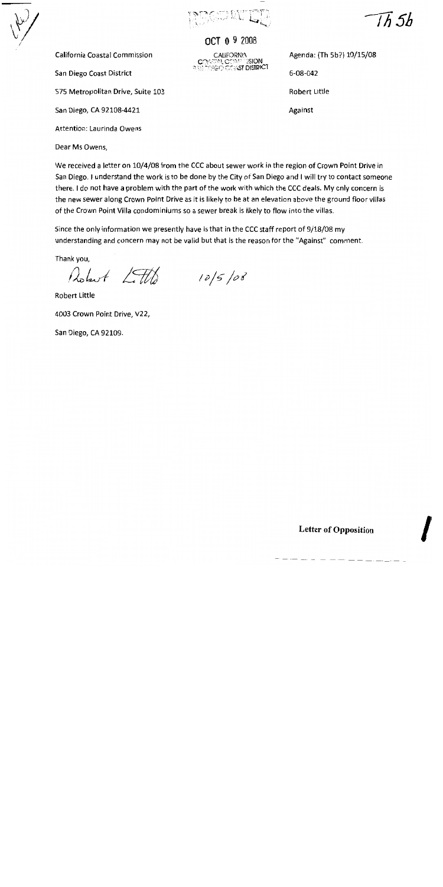Th 5b

RECEIVED

OCT 0 9 2008

CALIFORNIA
COASTAL COMMISSION
SAN DIEGO COAST DISTRICT

California Coastal Commission

San Diego Coast District

575 Metropolitan Drive, Suite 103

San Diego, CA 92108-4421

Attention: Laurinda Owens

Agenda: (Th 5b?) 10/15/08

6-08-042

Robert Little

Against

Dear Ms Owens,

We received a letter on 10/4/08 from the CCC about sewer work in the region of Crown Point Drive in San Diego. I understand the work is to be done by the City of San Diego and I will try to contact someone there. I do not have a problem with the part of the work with which the CCC deals. My only concern is the new sewer along Crown Point Drive as it is likely to be at an elevation above the ground floor villas of the Crown Point Villa condominiums so a sewer break is likely to flow into the villas.

Since the only information we presently have is that in the CCC staff report of 9/18/08 my understanding and concern may not be valid but that is the reason for the "Against" comment.

Thank you,

Robert Little 10/5/08

Robert Little

4003 Crown Point Drive, V22,

San Diego, CA 92109.

**Letter of Opposition**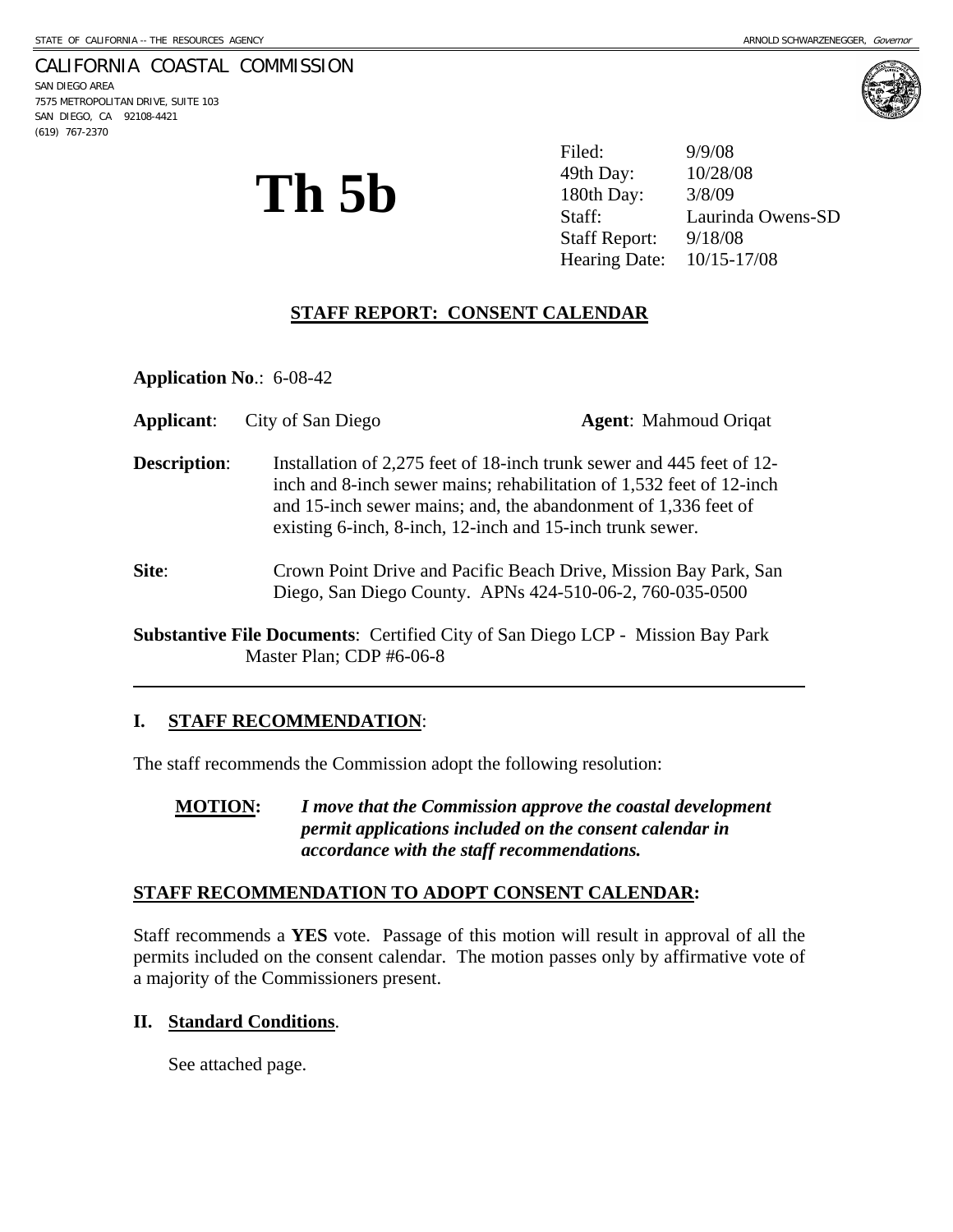STATE OF CALIFORNIA -- THE RESOURCES AGENCY

ARNOLD SCHWARZENEGGER, *Governor*

CALIFORNIA COASTAL COMMISSION
SAN DIEGO AREA
7575 METROPOLITAN DRIVE, SUITE 103
SAN DIEGO, CA 92108-4421
(619) 767-2370

# Th 5b

| | |
|---|---|
| Filed: | 9/9/08 |
| 49th Day: | 10/28/08 |
| 180th Day: | 3/8/09 |
| Staff: | Laurinda Owens-SD |
| Staff Report: | 9/18/08 |
| Hearing Date: | 10/15-17/08 |

## STAFF REPORT: CONSENT CALENDAR

**Application No**.: 6-08-42

**Applicant**: City of San Diego **Agent**: Mahmoud Oriqat

**Description**: Installation of 2,275 feet of 18-inch trunk sewer and 445 feet of 12-inch and 8-inch sewer mains; rehabilitation of 1,532 feet of 12-inch and 15-inch sewer mains; and, the abandonment of 1,336 feet of existing 6-inch, 8-inch, 12-inch and 15-inch trunk sewer.

**Site**: Crown Point Drive and Pacific Beach Drive, Mission Bay Park, San Diego, San Diego County. APNs 424-510-06-2, 760-035-0500

**Substantive File Documents**: Certified City of San Diego LCP - Mission Bay Park Master Plan; CDP #6-06-8

---

## I. STAFF RECOMMENDATION:

The staff recommends the Commission adopt the following resolution:

**MOTION:** ***I move that the Commission approve the coastal development permit applications included on the consent calendar in accordance with the staff recommendations.***

### STAFF RECOMMENDATION TO ADOPT CONSENT CALENDAR:

Staff recommends a **YES** vote. Passage of this motion will result in approval of all the permits included on the consent calendar. The motion passes only by affirmative vote of a majority of the Commissioners present.

## II. Standard Conditions.

See attached page.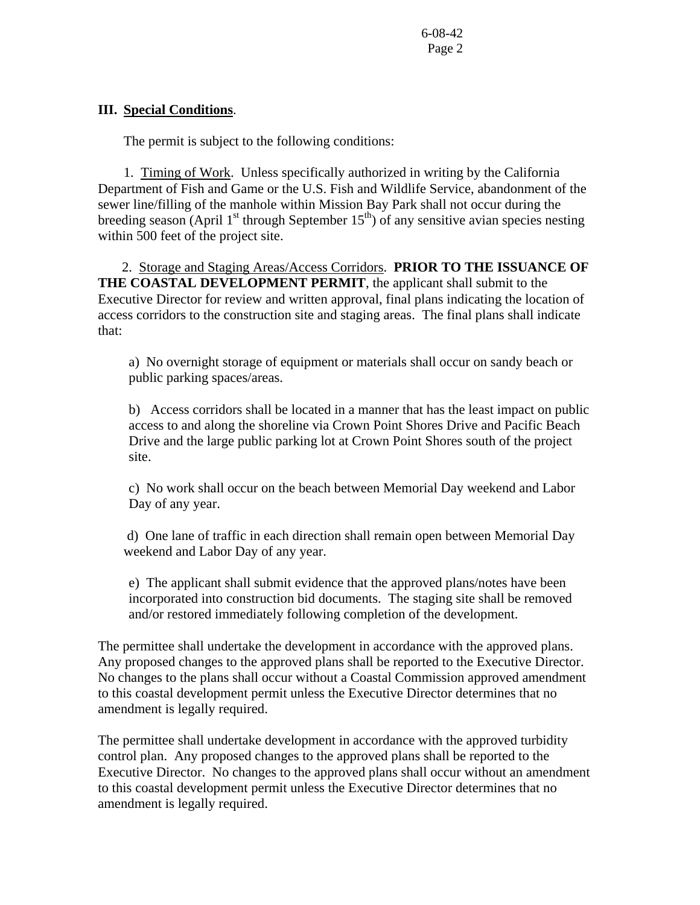### III. Special Conditions.

The permit is subject to the following conditions:

1. Timing of Work. Unless specifically authorized in writing by the California Department of Fish and Game or the U.S. Fish and Wildlife Service, abandonment of the sewer line/filling of the manhole within Mission Bay Park shall not occur during the breeding season (April 1st through September 15th) of any sensitive avian species nesting within 500 feet of the project site.

2. Storage and Staging Areas/Access Corridors. **PRIOR TO THE ISSUANCE OF THE COASTAL DEVELOPMENT PERMIT**, the applicant shall submit to the Executive Director for review and written approval, final plans indicating the location of access corridors to the construction site and staging areas. The final plans shall indicate that:

   a) No overnight storage of equipment or materials shall occur on sandy beach or public parking spaces/areas.

   b) Access corridors shall be located in a manner that has the least impact on public access to and along the shoreline via Crown Point Shores Drive and Pacific Beach Drive and the large public parking lot at Crown Point Shores south of the project site.

   c) No work shall occur on the beach between Memorial Day weekend and Labor Day of any year.

   d) One lane of traffic in each direction shall remain open between Memorial Day weekend and Labor Day of any year.

   e) The applicant shall submit evidence that the approved plans/notes have been incorporated into construction bid documents. The staging site shall be removed and/or restored immediately following completion of the development.

The permittee shall undertake the development in accordance with the approved plans. Any proposed changes to the approved plans shall be reported to the Executive Director. No changes to the plans shall occur without a Coastal Commission approved amendment to this coastal development permit unless the Executive Director determines that no amendment is legally required.

The permittee shall undertake development in accordance with the approved turbidity control plan. Any proposed changes to the approved plans shall be reported to the Executive Director. No changes to the approved plans shall occur without an amendment to this coastal development permit unless the Executive Director determines that no amendment is legally required.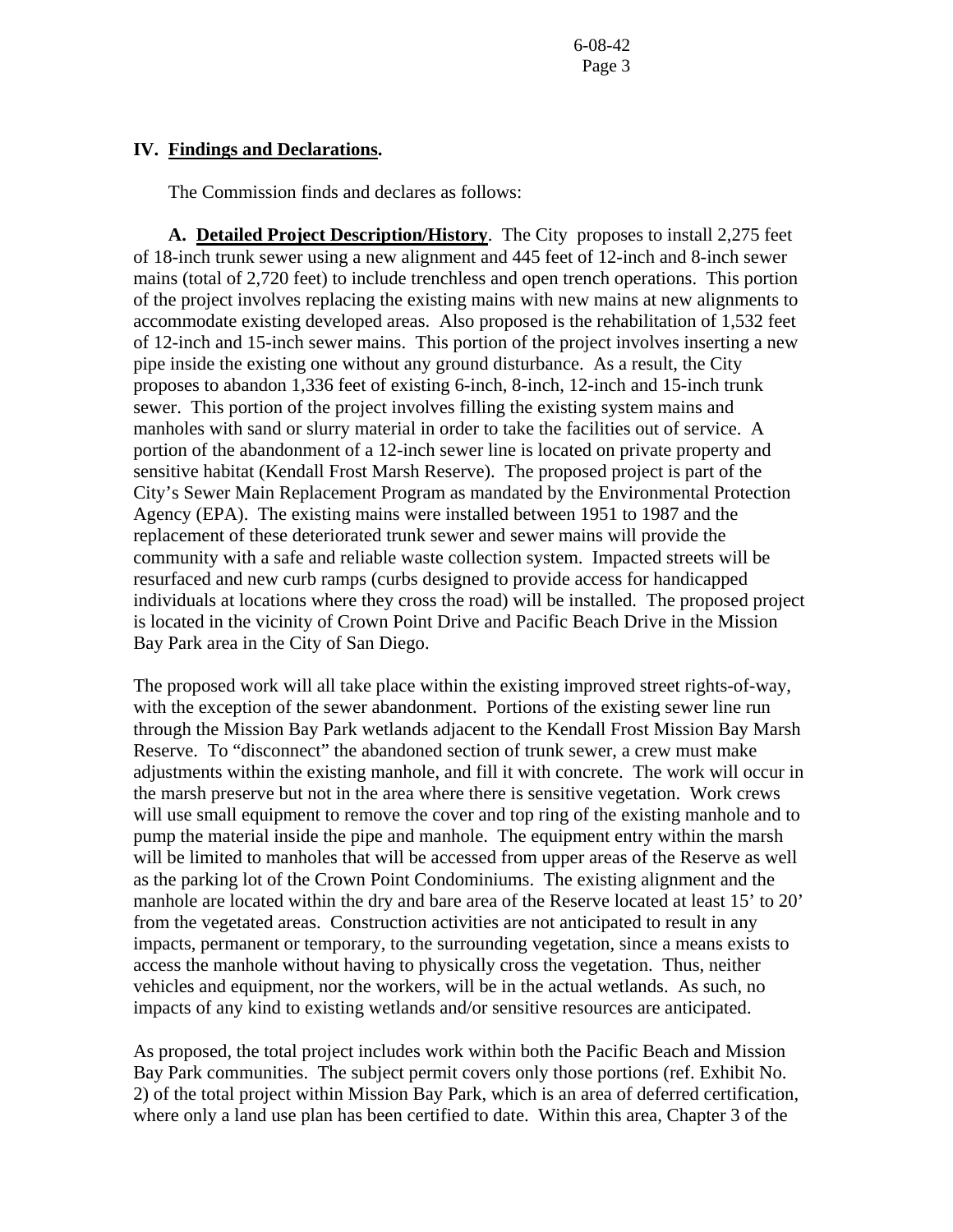## IV. Findings and Declarations.

The Commission finds and declares as follows:

**A. Detailed Project Description/History**. The City proposes to install 2,275 feet of 18-inch trunk sewer using a new alignment and 445 feet of 12-inch and 8-inch sewer mains (total of 2,720 feet) to include trenchless and open trench operations. This portion of the project involves replacing the existing mains with new mains at new alignments to accommodate existing developed areas. Also proposed is the rehabilitation of 1,532 feet of 12-inch and 15-inch sewer mains. This portion of the project involves inserting a new pipe inside the existing one without any ground disturbance. As a result, the City proposes to abandon 1,336 feet of existing 6-inch, 8-inch, 12-inch and 15-inch trunk sewer. This portion of the project involves filling the existing system mains and manholes with sand or slurry material in order to take the facilities out of service. A portion of the abandonment of a 12-inch sewer line is located on private property and sensitive habitat (Kendall Frost Marsh Reserve). The proposed project is part of the City's Sewer Main Replacement Program as mandated by the Environmental Protection Agency (EPA). The existing mains were installed between 1951 to 1987 and the replacement of these deteriorated trunk sewer and sewer mains will provide the community with a safe and reliable waste collection system. Impacted streets will be resurfaced and new curb ramps (curbs designed to provide access for handicapped individuals at locations where they cross the road) will be installed. The proposed project is located in the vicinity of Crown Point Drive and Pacific Beach Drive in the Mission Bay Park area in the City of San Diego.

The proposed work will all take place within the existing improved street rights-of-way, with the exception of the sewer abandonment. Portions of the existing sewer line run through the Mission Bay Park wetlands adjacent to the Kendall Frost Mission Bay Marsh Reserve. To "disconnect" the abandoned section of trunk sewer, a crew must make adjustments within the existing manhole, and fill it with concrete. The work will occur in the marsh preserve but not in the area where there is sensitive vegetation. Work crews will use small equipment to remove the cover and top ring of the existing manhole and to pump the material inside the pipe and manhole. The equipment entry within the marsh will be limited to manholes that will be accessed from upper areas of the Reserve as well as the parking lot of the Crown Point Condominiums. The existing alignment and the manhole are located within the dry and bare area of the Reserve located at least 15' to 20' from the vegetated areas. Construction activities are not anticipated to result in any impacts, permanent or temporary, to the surrounding vegetation, since a means exists to access the manhole without having to physically cross the vegetation. Thus, neither vehicles and equipment, nor the workers, will be in the actual wetlands. As such, no impacts of any kind to existing wetlands and/or sensitive resources are anticipated.

As proposed, the total project includes work within both the Pacific Beach and Mission Bay Park communities. The subject permit covers only those portions (ref. Exhibit No. 2) of the total project within Mission Bay Park, which is an area of deferred certification, where only a land use plan has been certified to date. Within this area, Chapter 3 of the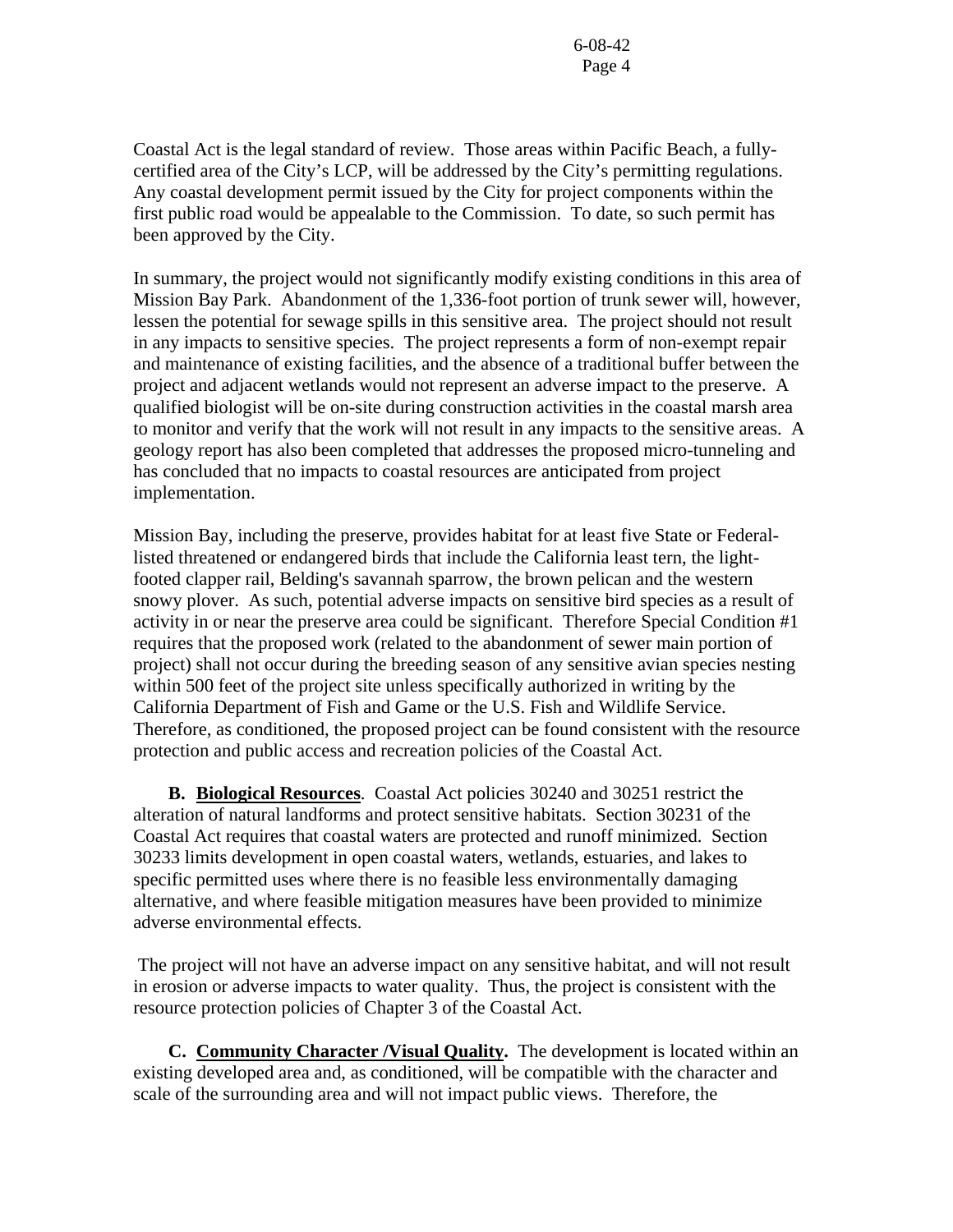Coastal Act is the legal standard of review. Those areas within Pacific Beach, a fully-certified area of the City's LCP, will be addressed by the City's permitting regulations. Any coastal development permit issued by the City for project components within the first public road would be appealable to the Commission. To date, so such permit has been approved by the City.

In summary, the project would not significantly modify existing conditions in this area of Mission Bay Park. Abandonment of the 1,336-foot portion of trunk sewer will, however, lessen the potential for sewage spills in this sensitive area. The project should not result in any impacts to sensitive species. The project represents a form of non-exempt repair and maintenance of existing facilities, and the absence of a traditional buffer between the project and adjacent wetlands would not represent an adverse impact to the preserve. A qualified biologist will be on-site during construction activities in the coastal marsh area to monitor and verify that the work will not result in any impacts to the sensitive areas. A geology report has also been completed that addresses the proposed micro-tunneling and has concluded that no impacts to coastal resources are anticipated from project implementation.

Mission Bay, including the preserve, provides habitat for at least five State or Federal-listed threatened or endangered birds that include the California least tern, the light-footed clapper rail, Belding's savannah sparrow, the brown pelican and the western snowy plover. As such, potential adverse impacts on sensitive bird species as a result of activity in or near the preserve area could be significant. Therefore Special Condition #1 requires that the proposed work (related to the abandonment of sewer main portion of project) shall not occur during the breeding season of any sensitive avian species nesting within 500 feet of the project site unless specifically authorized in writing by the California Department of Fish and Game or the U.S. Fish and Wildlife Service. Therefore, as conditioned, the proposed project can be found consistent with the resource protection and public access and recreation policies of the Coastal Act.

**B. Biological Resources**. Coastal Act policies 30240 and 30251 restrict the alteration of natural landforms and protect sensitive habitats. Section 30231 of the Coastal Act requires that coastal waters are protected and runoff minimized. Section 30233 limits development in open coastal waters, wetlands, estuaries, and lakes to specific permitted uses where there is no feasible less environmentally damaging alternative, and where feasible mitigation measures have been provided to minimize adverse environmental effects.

The project will not have an adverse impact on any sensitive habitat, and will not result in erosion or adverse impacts to water quality. Thus, the project is consistent with the resource protection policies of Chapter 3 of the Coastal Act.

**C. Community Character /Visual Quality.** The development is located within an existing developed area and, as conditioned, will be compatible with the character and scale of the surrounding area and will not impact public views. Therefore, the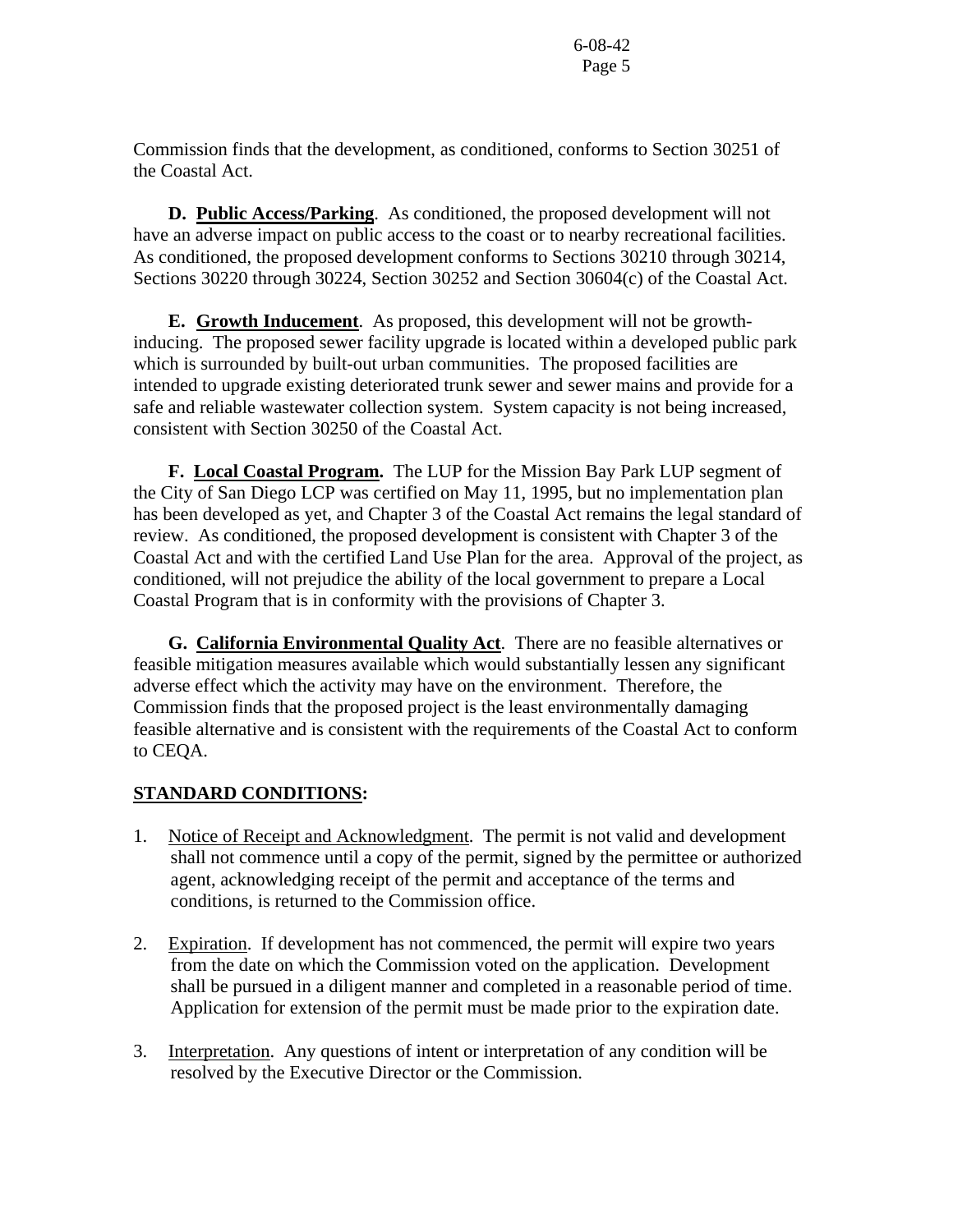Commission finds that the development, as conditioned, conforms to Section 30251 of the Coastal Act.

**D. Public Access/Parking**. As conditioned, the proposed development will not have an adverse impact on public access to the coast or to nearby recreational facilities. As conditioned, the proposed development conforms to Sections 30210 through 30214, Sections 30220 through 30224, Section 30252 and Section 30604(c) of the Coastal Act.

**E. Growth Inducement**. As proposed, this development will not be growth-inducing. The proposed sewer facility upgrade is located within a developed public park which is surrounded by built-out urban communities. The proposed facilities are intended to upgrade existing deteriorated trunk sewer and sewer mains and provide for a safe and reliable wastewater collection system. System capacity is not being increased, consistent with Section 30250 of the Coastal Act.

**F. Local Coastal Program.** The LUP for the Mission Bay Park LUP segment of the City of San Diego LCP was certified on May 11, 1995, but no implementation plan has been developed as yet, and Chapter 3 of the Coastal Act remains the legal standard of review. As conditioned, the proposed development is consistent with Chapter 3 of the Coastal Act and with the certified Land Use Plan for the area. Approval of the project, as conditioned, will not prejudice the ability of the local government to prepare a Local Coastal Program that is in conformity with the provisions of Chapter 3.

**G. California Environmental Quality Act**. There are no feasible alternatives or feasible mitigation measures available which would substantially lessen any significant adverse effect which the activity may have on the environment. Therefore, the Commission finds that the proposed project is the least environmentally damaging feasible alternative and is consistent with the requirements of the Coastal Act to conform to CEQA.

## STANDARD CONDITIONS:

1. Notice of Receipt and Acknowledgment. The permit is not valid and development shall not commence until a copy of the permit, signed by the permittee or authorized agent, acknowledging receipt of the permit and acceptance of the terms and conditions, is returned to the Commission office.

2. Expiration. If development has not commenced, the permit will expire two years from the date on which the Commission voted on the application. Development shall be pursued in a diligent manner and completed in a reasonable period of time. Application for extension of the permit must be made prior to the expiration date.

3. Interpretation. Any questions of intent or interpretation of any condition will be resolved by the Executive Director or the Commission.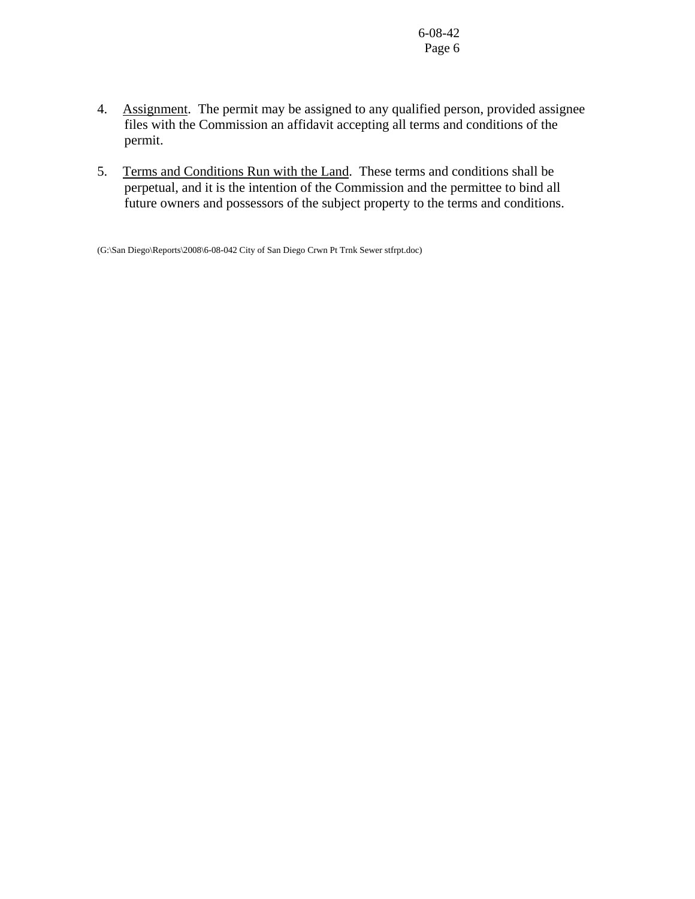4. Assignment. The permit may be assigned to any qualified person, provided assignee files with the Commission an affidavit accepting all terms and conditions of the permit.

5. Terms and Conditions Run with the Land. These terms and conditions shall be perpetual, and it is the intention of the Commission and the permittee to bind all future owners and possessors of the subject property to the terms and conditions.

(G:\San Diego\Reports\2008\6-08-042 City of San Diego Crwn Pt Trnk Sewer stfrpt.doc)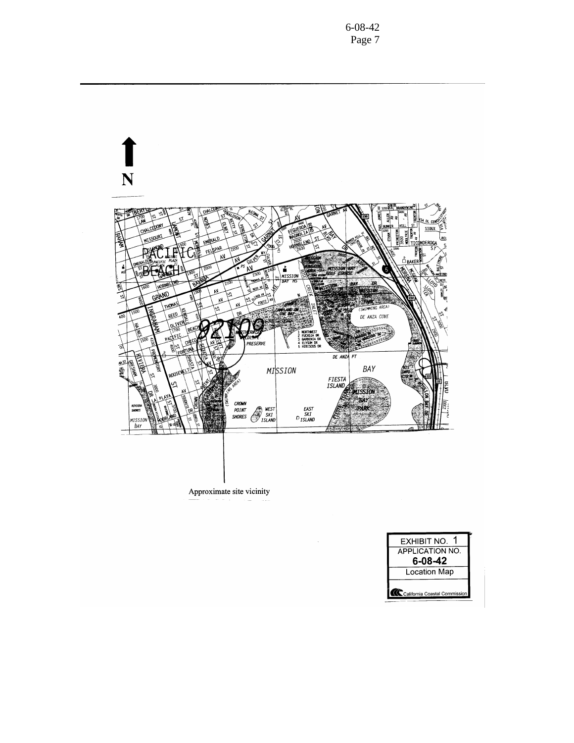N

Approximate site vicinity

EXHIBIT NO. 1
APPLICATION NO.
**6-08-42**
Location Map

California Coastal Commission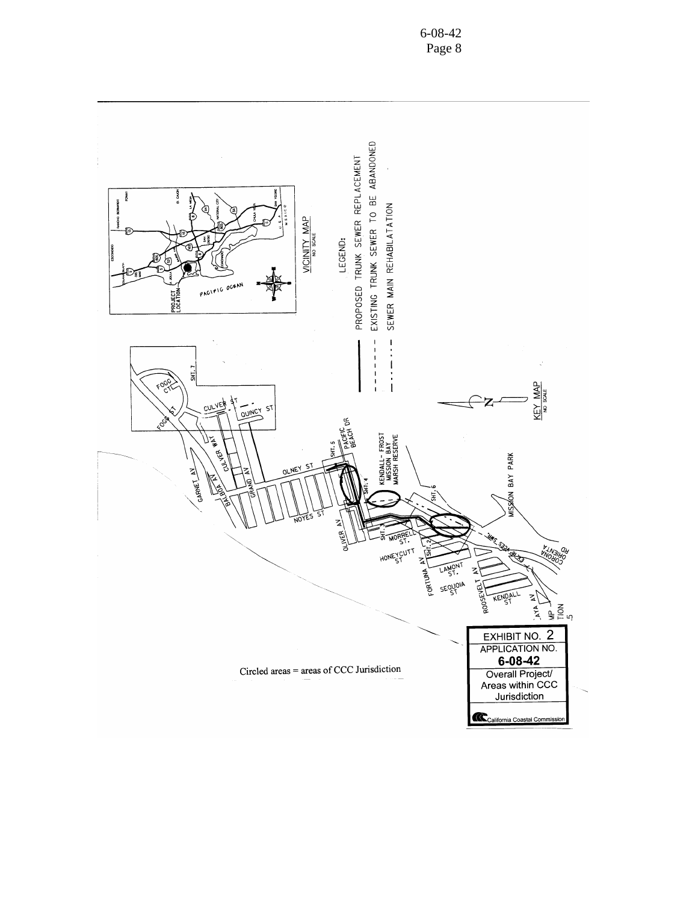VICINITY MAP
NO SCALE

PROJECT LOCATION

PACIFIC OCEAN

LEGEND:

PROPOSED TRUNK SEWER REPLACEMENT

EXISTING TRUNK SEWER TO BE ABANDONED

SEWER MAIN REHABILITATION

KEY MAP
NO SCALE

FOGG CT, FOGG ST, CULVER ST, QUINCY ST, CULVER WAY, GARNET AV, BALBOA AV, GRAND AV, OLNEY ST, NOYES ST, OLIVER AV, PACIFIC BEACH DR, KENDALL-FROST MISSION BAY MARSH RESERVE, MISSION BAY PARK, MORRELL ST, HONEYCUTT ST, FORTUNA AV, LAMONT ST, SEQUOIA ST, ROOSEVELT AV, KENDALL ST, CORONA ORIENTA RD, SHT. 2, SHT. 3, SHT. 4, SHT. 5, SHT. 6, SHT. 7

Circled areas = areas of CCC Jurisdiction

EXHIBIT NO. 2
APPLICATION NO.
**6-08-42**
Overall Project/
Areas within CCC
Jurisdiction

California Coastal Commission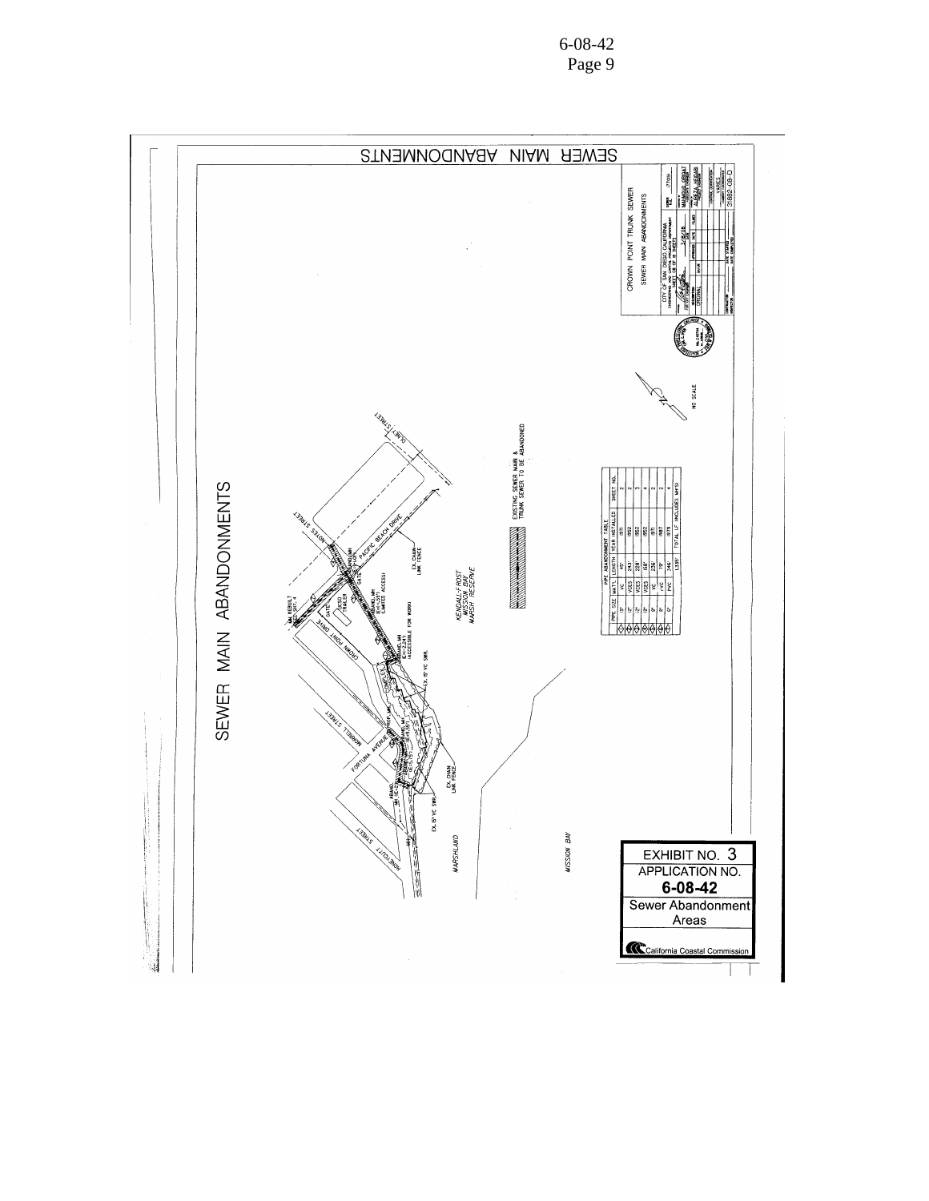# SEWER MAIN ABANDONMENTS

OLNEY STREET

NOYES STREET

PACIFIC BEACH DRIVE

CROWN POINT DRIVE

MORRELL STREET

FORTUNA AVENUE

HONEYCUTT STREET

EX. CHAIN LINK FENCE

EX. 15" VC SWR.

KENDALL-FROST MISSION BAY MARSH RESERVE

MARSHLAND

MISSION BAY

EXISTING SEWER MAIN & TRUNK SEWER TO BE ABANDONED

| PIPE ABANDONMENT TABLE | | | | | |
|---|---|---|---|---|---|
| PIPE SIZE | MAT'L | LENGTH | YEAR INSTALLED | SHEET NO. | |
| 15" | VC | 45' | 1971 | 2 | |
| 12" | VCES | 243' | 1952 | 2 | |
| 12" | VCES | 228' | 1952 | 3 | |
| 12" | VCES | 158' | 1952 | 4 | |
| 8" | VC | 236' | 1971 | 2 | |
| 8" | PVC | 119' | 1987 | 2 | |
| 6" | PVC | 346' | 1979 | 4 | |
| | | 1,335' | TOTAL LF INCLUDES SHTS | | |

NO SCALE

CROWN POINT TRUNK SEWER

SEWER MAIN ABANDONMENTS

CITY OF SAN DIEGO, CALIFORNIA

31882-08-D

SEWER MAIN ABANDONMENTS

EXHIBIT NO. 3

APPLICATION NO.

**6-08-42**

Sewer Abandonment Areas

California Coastal Commission